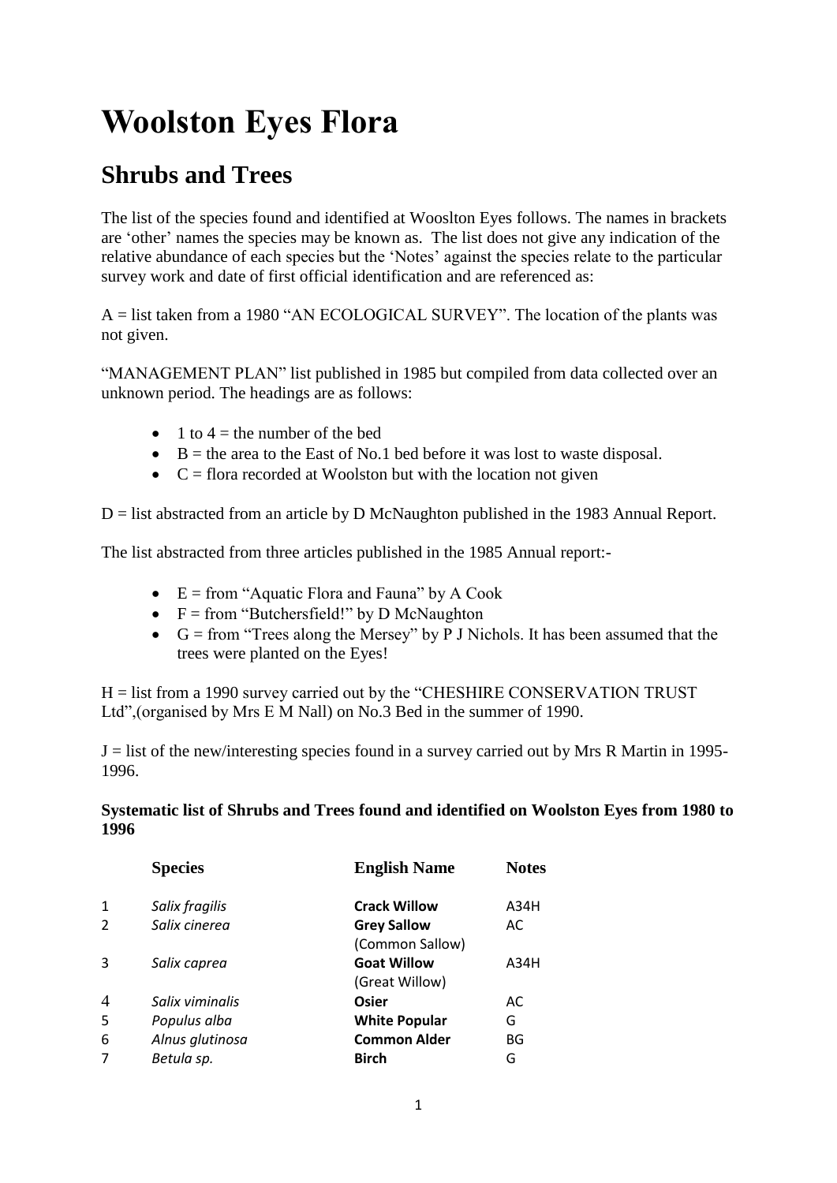# Woolston Eyes Flora

## Shrubs and Trees

The list of the species found and identified at Wooslton Eyes follows. The names in brackets are 'other' names the species may be known as. The list does not give any indication of the relative abundance of each species but the 'Notes' against the species relate to the particular survey work and date of first official identification and are referenced as:

A = list taken from a 1980 "AN ECOLOGICAL SURVEY". The location of the plants was not given.

"MANAGEMENT PLAN" list published in 1985 but compiled from data collected over an unknown period. The headings are as follows:

- 1 to 4 = the number of the bed
- B = the area to the East of No.1 bed before it was lost to waste disposal.
- C = flora recorded at Woolston but with the location not given

D = list abstracted from an article by D McNaughton published in the 1983 Annual Report.

The list abstracted from three articles published in the 1985 Annual report:-

- E = from "Aquatic Flora and Fauna" by A Cook
- F = from "Butchersfield!" by D McNaughton
- G = from "Trees along the Mersey" by P J Nichols. It has been assumed that the trees were planted on the Eyes!

H = list from a 1990 survey carried out by the "CHESHIRE CONSERVATION TRUST Ltd",(organised by Mrs E M Nall) on No.3 Bed in the summer of 1990.

J = list of the new/interesting species found in a survey carried out by Mrs R Martin in 1995-1996.

**Systematic list of Shrubs and Trees found and identified on Woolston Eyes from 1980 to 1996**

| | Species | English Name | Notes |
|---|---|---|---|
| 1 | *Salix fragilis* | **Crack Willow** | A34H |
| 2 | *Salix cinerea* | **Grey Sallow** (Common Sallow) | AC |
| 3 | *Salix caprea* | **Goat Willow** (Great Willow) | A34H |
| 4 | *Salix viminalis* | **Osier** | AC |
| 5 | *Populus alba* | **White Popular** | G |
| 6 | *Alnus glutinosa* | **Common Alder** | BG |
| 7 | *Betula sp.* | **Birch** | G |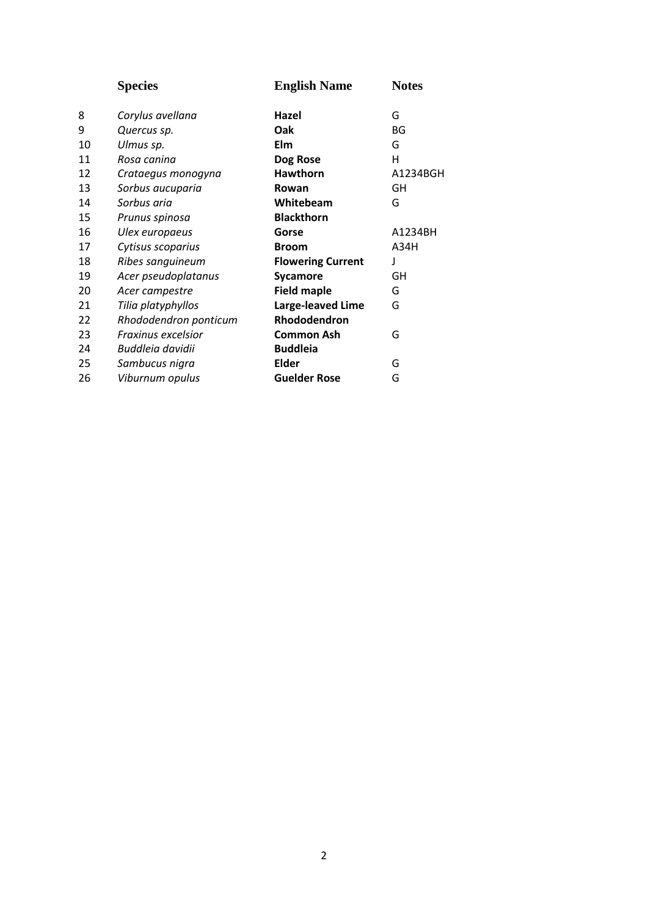| | Species | English Name | Notes |
|---|---|---|---|
| 8 | *Corylus avellana* | **Hazel** | G |
| 9 | *Quercus sp.* | **Oak** | BG |
| 10 | *Ulmus sp.* | **Elm** | G |
| 11 | *Rosa canina* | **Dog Rose** | H |
| 12 | *Crataegus monogyna* | **Hawthorn** | A1234BGH |
| 13 | *Sorbus aucuparia* | **Rowan** | GH |
| 14 | *Sorbus aria* | **Whitebeam** | G |
| 15 | *Prunus spinosa* | **Blackthorn** | |
| 16 | *Ulex europaeus* | **Gorse** | A1234BH |
| 17 | *Cytisus scoparius* | **Broom** | A34H |
| 18 | *Ribes sanguineum* | **Flowering Current** | J |
| 19 | *Acer pseudoplatanus* | **Sycamore** | GH |
| 20 | *Acer campestre* | **Field maple** | G |
| 21 | *Tilia platyphyllos* | **Large-leaved Lime** | G |
| 22 | *Rhododendron ponticum* | **Rhododendron** | |
| 23 | *Fraxinus excelsior* | **Common Ash** | G |
| 24 | *Buddleia davidii* | **Buddleia** | |
| 25 | *Sambucus nigra* | **Elder** | G |
| 26 | *Viburnum opulus* | **Guelder Rose** | G |